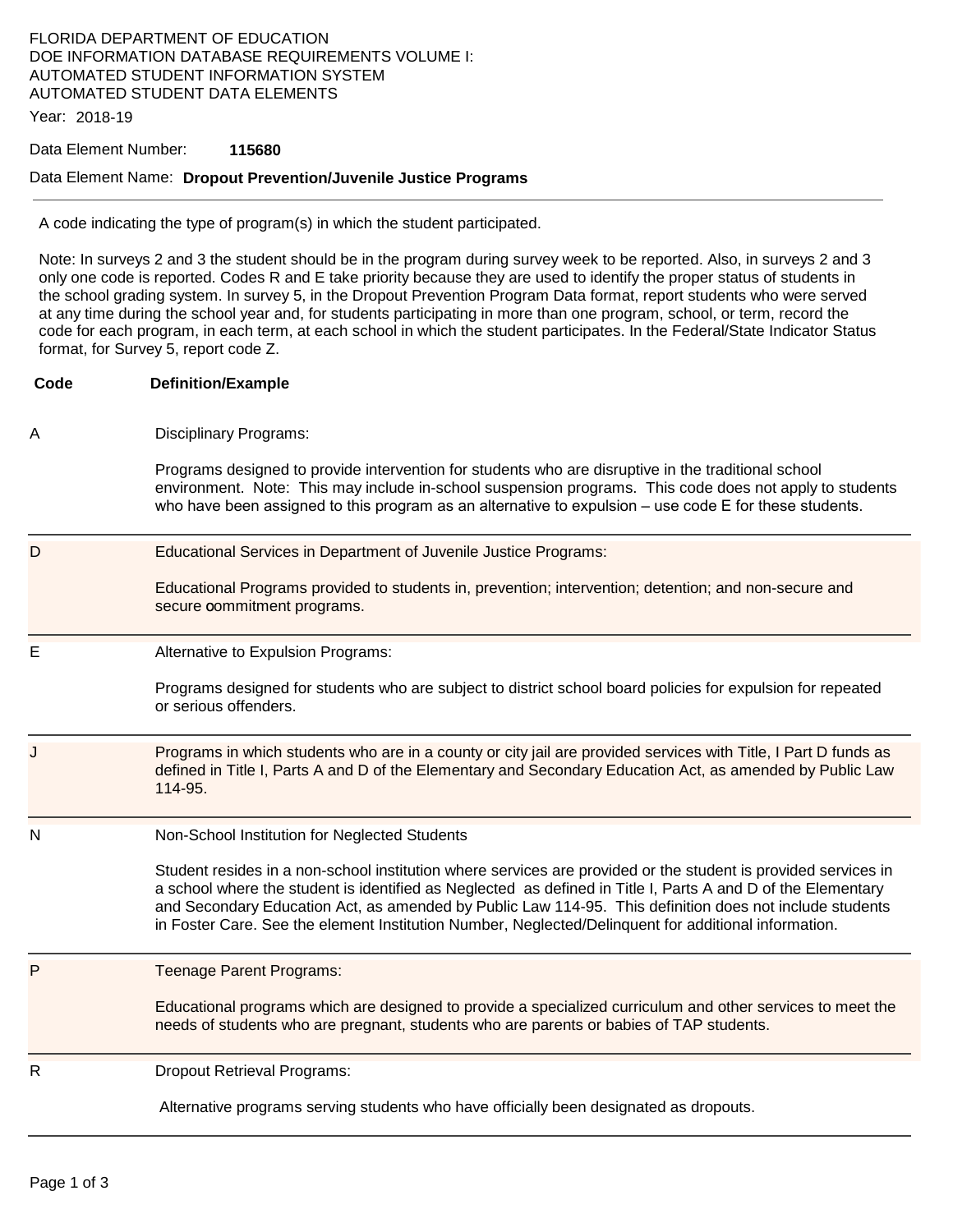FLORIDA DEPARTMENT OF EDUCATION
DOE INFORMATION DATABASE REQUIREMENTS VOLUME I:
AUTOMATED STUDENT INFORMATION SYSTEM
AUTOMATED STUDENT DATA ELEMENTS

Year: 2018-19

Data Element Number: **115680**

Data Element Name: **Dropout Prevention/Juvenile Justice Programs**

---

A code indicating the type of program(s) in which the student participated.

Note: In surveys 2 and 3 the student should be in the program during survey week to be reported. Also, in surveys 2 and 3 only one code is reported. Codes R and E take priority because they are used to identify the proper status of students in the school grading system. In survey 5, in the Dropout Prevention Program Data format, report students who were served at any time during the school year and, for students participating in more than one program, school, or term, record the code for each program, in each term, at each school in which the student participates. In the Federal/State Indicator Status format, for Survey 5, report code Z.

| **Code** | **Definition/Example** |
|---|---|
| A | Disciplinary Programs:<br><br>Programs designed to provide intervention for students who are disruptive in the traditional school environment. Note: This may include in-school suspension programs. This code does not apply to students who have been assigned to this program as an alternative to expulsion – use code E for these students. |
| D | Educational Services in Department of Juvenile Justice Programs:<br><br>Educational Programs provided to students in, prevention; intervention; detention; and non-secure and secure commitment programs. |
| E | Alternative to Expulsion Programs:<br><br>Programs designed for students who are subject to district school board policies for expulsion for repeated or serious offenders. |
| J | Programs in which students who are in a county or city jail are provided services with Title, I Part D funds as defined in Title I, Parts A and D of the Elementary and Secondary Education Act, as amended by Public Law 114-95. |
| N | Non-School Institution for Neglected Students<br><br>Student resides in a non-school institution where services are provided or the student is provided services in a school where the student is identified as Neglected as defined in Title I, Parts A and D of the Elementary and Secondary Education Act, as amended by Public Law 114-95. This definition does not include students in Foster Care. See the element Institution Number, Neglected/Delinquent for additional information. |
| P | Teenage Parent Programs:<br><br>Educational programs which are designed to provide a specialized curriculum and other services to meet the needs of students who are pregnant, students who are parents or babies of TAP students. |
| R | Dropout Retrieval Programs:<br><br>Alternative programs serving students who have officially been designated as dropouts. |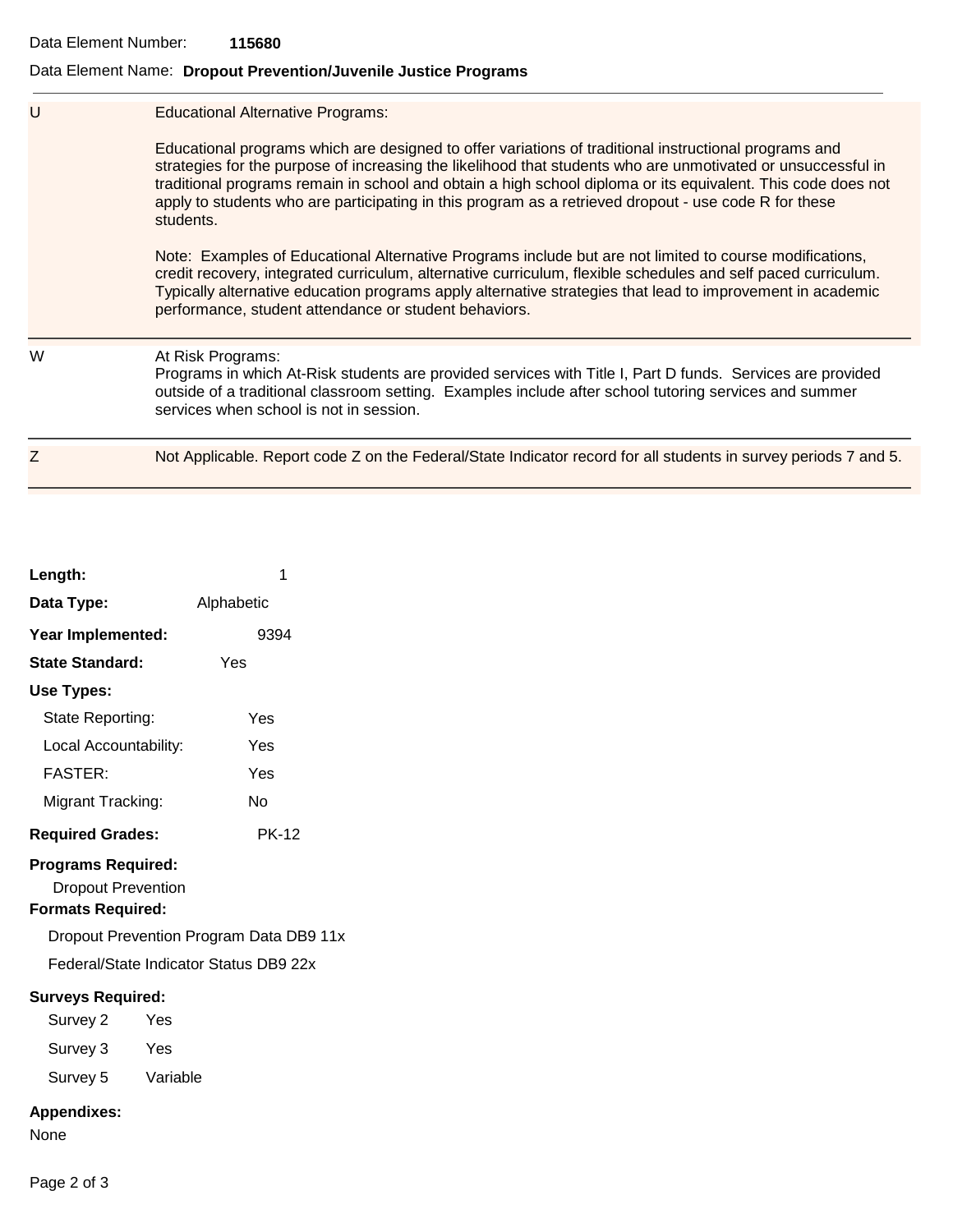Data Element Number: **115680**

Data Element Name: **Dropout Prevention/Juvenile Justice Programs**

| Code | Description |
| --- | --- |
| U | Educational Alternative Programs:<br><br>Educational programs which are designed to offer variations of traditional instructional programs and strategies for the purpose of increasing the likelihood that students who are unmotivated or unsuccessful in traditional programs remain in school and obtain a high school diploma or its equivalent. This code does not apply to students who are participating in this program as a retrieved dropout - use code R for these students.<br><br>Note: Examples of Educational Alternative Programs include but are not limited to course modifications, credit recovery, integrated curriculum, alternative curriculum, flexible schedules and self paced curriculum. Typically alternative education programs apply alternative strategies that lead to improvement in academic performance, student attendance or student behaviors. |
| W | At Risk Programs:<br>Programs in which At-Risk students are provided services with Title I, Part D funds. Services are provided outside of a traditional classroom setting. Examples include after school tutoring services and summer services when school is not in session. |
| Z | Not Applicable. Report code Z on the Federal/State Indicator record for all students in survey periods 7 and 5. |

**Length:** 1

**Data Type:** Alphabetic

**Year Implemented:** 9394

**State Standard:** Yes

**Use Types:**

- State Reporting: Yes
- Local Accountability: Yes
- FASTER: Yes
- Migrant Tracking: No

**Required Grades:** PK-12

**Programs Required:**

Dropout Prevention

**Formats Required:**

Dropout Prevention Program Data DB9 11x

Federal/State Indicator Status DB9 22x

**Surveys Required:**

- Survey 2 Yes
- Survey 3 Yes
- Survey 5 Variable

**Appendixes:**

None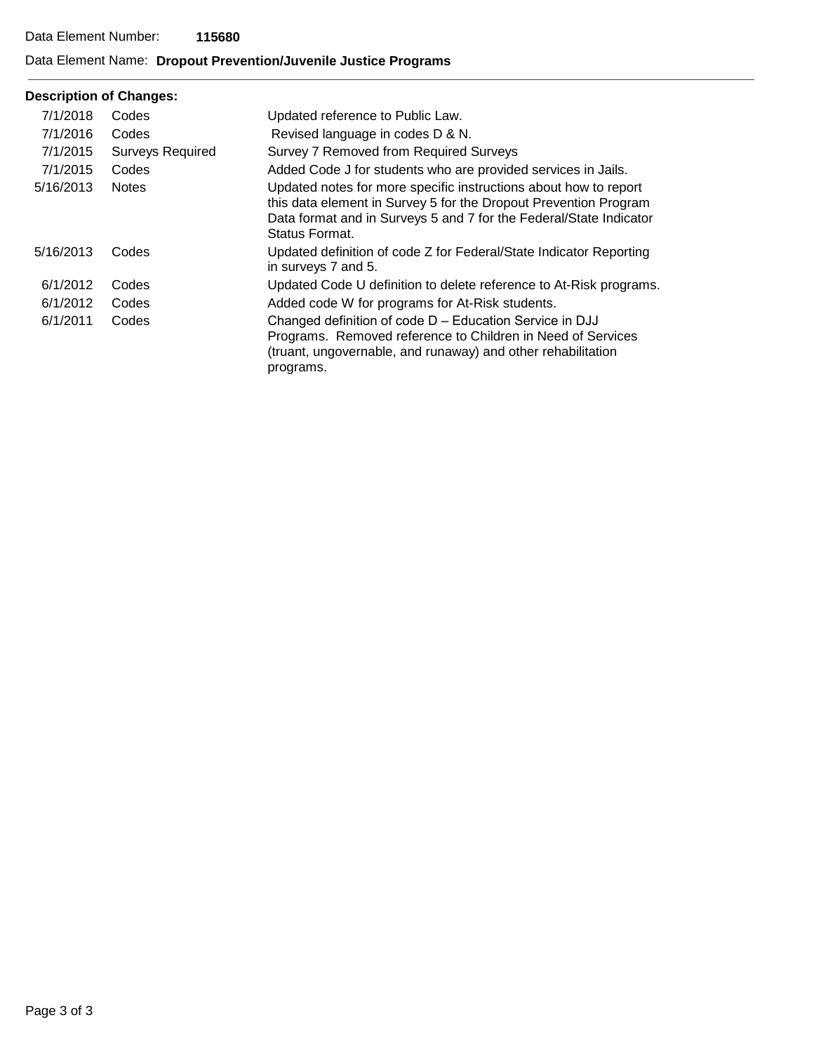Data Element Number: **115680**

Data Element Name: **Dropout Prevention/Juvenile Justice Programs**

**Description of Changes:**

| | | |
|---|---|---|
| 7/1/2018 | Codes | Updated reference to Public Law. |
| 7/1/2016 | Codes | Revised language in codes D & N. |
| 7/1/2015 | Surveys Required | Survey 7 Removed from Required Surveys |
| 7/1/2015 | Codes | Added Code J for students who are provided services in Jails. |
| 5/16/2013 | Notes | Updated notes for more specific instructions about how to report this data element in Survey 5 for the Dropout Prevention Program Data format and in Surveys 5 and 7 for the Federal/State Indicator Status Format. |
| 5/16/2013 | Codes | Updated definition of code Z for Federal/State Indicator Reporting in surveys 7 and 5. |
| 6/1/2012 | Codes | Updated Code U definition to delete reference to At-Risk programs. |
| 6/1/2012 | Codes | Added code W for programs for At-Risk students. |
| 6/1/2011 | Codes | Changed definition of code D – Education Service in DJJ Programs. Removed reference to Children in Need of Services (truant, ungovernable, and runaway) and other rehabilitation programs. |